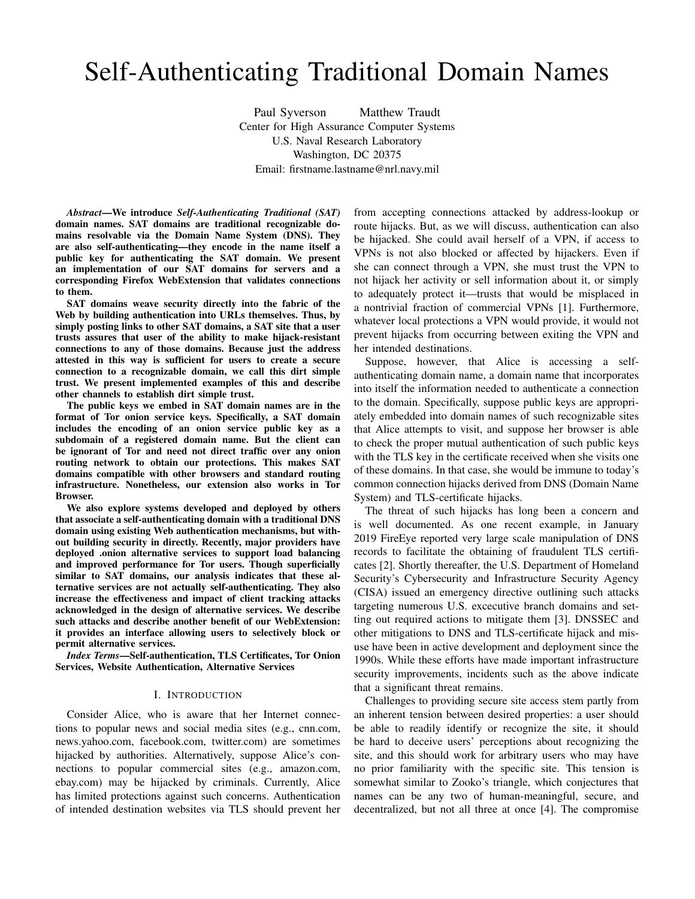# Self-Authenticating Traditional Domain Names

Paul Syverson    Matthew Traudt
Center for High Assurance Computer Systems
U.S. Naval Research Laboratory
Washington, DC 20375
Email: firstname.lastname@nrl.navy.mil

***Abstract*—We introduce *Self-Authenticating Traditional (SAT)* domain names. SAT domains are traditional recognizable domains resolvable via the Domain Name System (DNS). They are also self-authenticating—they encode in the name itself a public key for authenticating the SAT domain. We present an implementation of our SAT domains for servers and a corresponding Firefox WebExtension that validates connections to them.**

**SAT domains weave security directly into the fabric of the Web by building authentication into URLs themselves. Thus, by simply posting links to other SAT domains, a SAT site that a user trusts assures that user of the ability to make hijack-resistant connections to any of those domains. Because just the address attested in this way is sufficient for users to create a secure connection to a recognizable domain, we call this dirt simple trust. We present implemented examples of this and describe other channels to establish dirt simple trust.**

**The public keys we embed in SAT domain names are in the format of Tor onion service keys. Specifically, a SAT domain includes the encoding of an onion service public key as a subdomain of a registered domain name. But the client can be ignorant of Tor and need not direct traffic over any onion routing network to obtain our protections. This makes SAT domains compatible with other browsers and standard routing infrastructure. Nonetheless, our extension also works in Tor Browser.**

**We also explore systems developed and deployed by others that associate a self-authenticating domain with a traditional DNS domain using existing Web authentication mechanisms, but without building security in directly. Recently, major providers have deployed .onion alternative services to support load balancing and improved performance for Tor users. Though superficially similar to SAT domains, our analysis indicates that these alternative services are not actually self-authenticating. They also increase the effectiveness and impact of client tracking attacks acknowledged in the design of alternative services. We describe such attacks and describe another benefit of our WebExtension: it provides an interface allowing users to selectively block or permit alternative services.**

***Index Terms*—Self-authentication, TLS Certificates, Tor Onion Services, Website Authentication, Alternative Services**

## I. Introduction

Consider Alice, who is aware that her Internet connections to popular news and social media sites (e.g., cnn.com, news.yahoo.com, facebook.com, twitter.com) are sometimes hijacked by authorities. Alternatively, suppose Alice's connections to popular commercial sites (e.g., amazon.com, ebay.com) may be hijacked by criminals. Currently, Alice has limited protections against such concerns. Authentication of intended destination websites via TLS should prevent her from accepting connections attacked by address-lookup or route hijacks. But, as we will discuss, authentication can also be hijacked. She could avail herself of a VPN, if access to VPNs is not also blocked or affected by hijackers. Even if she can connect through a VPN, she must trust the VPN to not hijack her activity or sell information about it, or simply to adequately protect it—trusts that would be misplaced in a nontrivial fraction of commercial VPNs [1]. Furthermore, whatever local protections a VPN would provide, it would not prevent hijacks from occurring between exiting the VPN and her intended destinations.

Suppose, however, that Alice is accessing a self-authenticating domain name, a domain name that incorporates into itself the information needed to authenticate a connection to the domain. Specifically, suppose public keys are appropriately embedded into domain names of such recognizable sites that Alice attempts to visit, and suppose her browser is able to check the proper mutual authentication of such public keys with the TLS key in the certificate received when she visits one of these domains. In that case, she would be immune to today's common connection hijacks derived from DNS (Domain Name System) and TLS-certificate hijacks.

The threat of such hijacks has long been a concern and is well documented. As one recent example, in January 2019 FireEye reported very large scale manipulation of DNS records to facilitate the obtaining of fraudulent TLS certificates [2]. Shortly thereafter, the U.S. Department of Homeland Security's Cybersecurity and Infrastructure Security Agency (CISA) issued an emergency directive outlining such attacks targeting numerous U.S. excecutive branch domains and setting out required actions to mitigate them [3]. DNSSEC and other mitigations to DNS and TLS-certificate hijack and misuse have been in active development and deployment since the 1990s. While these efforts have made important infrastructure security improvements, incidents such as the above indicate that a significant threat remains.

Challenges to providing secure site access stem partly from an inherent tension between desired properties: a user should be able to readily identify or recognize the site, it should be hard to deceive users' perceptions about recognizing the site, and this should work for arbitrary users who may have no prior familiarity with the specific site. This tension is somewhat similar to Zooko's triangle, which conjectures that names can be any two of human-meaningful, secure, and decentralized, but not all three at once [4]. The compromise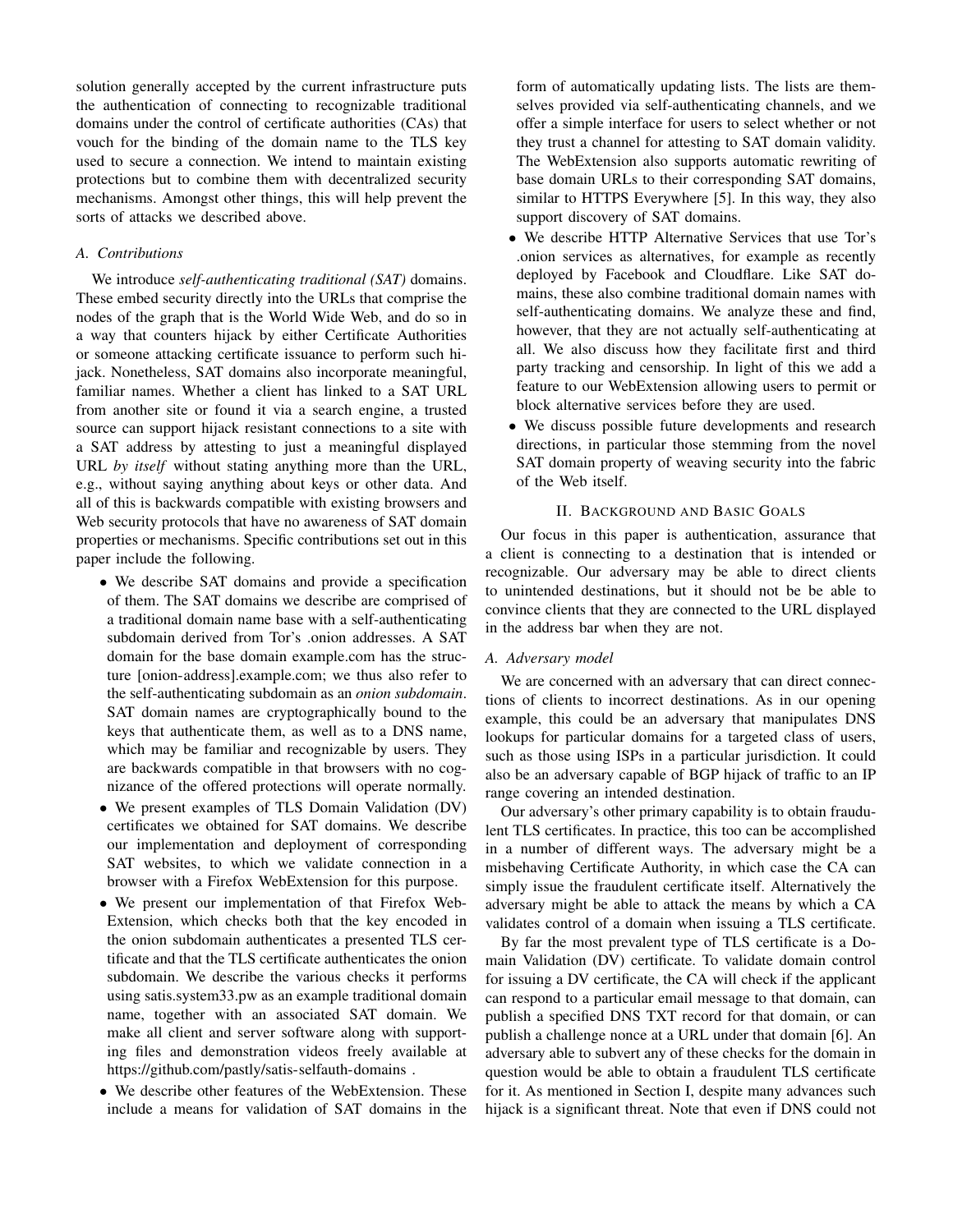solution generally accepted by the current infrastructure puts the authentication of connecting to recognizable traditional domains under the control of certificate authorities (CAs) that vouch for the binding of the domain name to the TLS key used to secure a connection. We intend to maintain existing protections but to combine them with decentralized security mechanisms. Amongst other things, this will help prevent the sorts of attacks we described above.

### A. Contributions

We introduce *self-authenticating traditional (SAT)* domains. These embed security directly into the URLs that comprise the nodes of the graph that is the World Wide Web, and do so in a way that counters hijack by either Certificate Authorities or someone attacking certificate issuance to perform such hijack. Nonetheless, SAT domains also incorporate meaningful, familiar names. Whether a client has linked to a SAT URL from another site or found it via a search engine, a trusted source can support hijack resistant connections to a site with a SAT address by attesting to just a meaningful displayed URL *by itself* without stating anything more than the URL, e.g., without saying anything about keys or other data. And all of this is backwards compatible with existing browsers and Web security protocols that have no awareness of SAT domain properties or mechanisms. Specific contributions set out in this paper include the following.

- We describe SAT domains and provide a specification of them. The SAT domains we describe are comprised of a traditional domain name base with a self-authenticating subdomain derived from Tor's .onion addresses. A SAT domain for the base domain example.com has the structure [onion-address].example.com; we thus also refer to the self-authenticating subdomain as an *onion subdomain*. SAT domain names are cryptographically bound to the keys that authenticate them, as well as to a DNS name, which may be familiar and recognizable by users. They are backwards compatible in that browsers with no cognizance of the offered protections will operate normally.
- We present examples of TLS Domain Validation (DV) certificates we obtained for SAT domains. We describe our implementation and deployment of corresponding SAT websites, to which we validate connection in a browser with a Firefox WebExtension for this purpose.
- We present our implementation of that Firefox WebExtension, which checks both that the key encoded in the onion subdomain authenticates a presented TLS certificate and that the TLS certificate authenticates the onion subdomain. We describe the various checks it performs using satis.system33.pw as an example traditional domain name, together with an associated SAT domain. We make all client and server software along with supporting files and demonstration videos freely available at https://github.com/pastly/satis-selfauth-domains .
- We describe other features of the WebExtension. These include a means for validation of SAT domains in the form of automatically updating lists. The lists are themselves provided via self-authenticating channels, and we offer a simple interface for users to select whether or not they trust a channel for attesting to SAT domain validity. The WebExtension also supports automatic rewriting of base domain URLs to their corresponding SAT domains, similar to HTTPS Everywhere [5]. In this way, they also support discovery of SAT domains.
- We describe HTTP Alternative Services that use Tor's .onion services as alternatives, for example as recently deployed by Facebook and Cloudflare. Like SAT domains, these also combine traditional domain names with self-authenticating domains. We analyze these and find, however, that they are not actually self-authenticating at all. We also discuss how they facilitate first and third party tracking and censorship. In light of this we add a feature to our WebExtension allowing users to permit or block alternative services before they are used.
- We discuss possible future developments and research directions, in particular those stemming from the novel SAT domain property of weaving security into the fabric of the Web itself.

## II. Background and Basic Goals

Our focus in this paper is authentication, assurance that a client is connecting to a destination that is intended or recognizable. Our adversary may be able to direct clients to unintended destinations, but it should not be be able to convince clients that they are connected to the URL displayed in the address bar when they are not.

### A. Adversary model

We are concerned with an adversary that can direct connections of clients to incorrect destinations. As in our opening example, this could be an adversary that manipulates DNS lookups for particular domains for a targeted class of users, such as those using ISPs in a particular jurisdiction. It could also be an adversary capable of BGP hijack of traffic to an IP range covering an intended destination.

Our adversary's other primary capability is to obtain fraudulent TLS certificates. In practice, this too can be accomplished in a number of different ways. The adversary might be a misbehaving Certificate Authority, in which case the CA can simply issue the fraudulent certificate itself. Alternatively the adversary might be able to attack the means by which a CA validates control of a domain when issuing a TLS certificate.

By far the most prevalent type of TLS certificate is a Domain Validation (DV) certificate. To validate domain control for issuing a DV certificate, the CA will check if the applicant can respond to a particular email message to that domain, can publish a specified DNS TXT record for that domain, or can publish a challenge nonce at a URL under that domain [6]. An adversary able to subvert any of these checks for the domain in question would be able to obtain a fraudulent TLS certificate for it. As mentioned in Section I, despite many advances such hijack is a significant threat. Note that even if DNS could not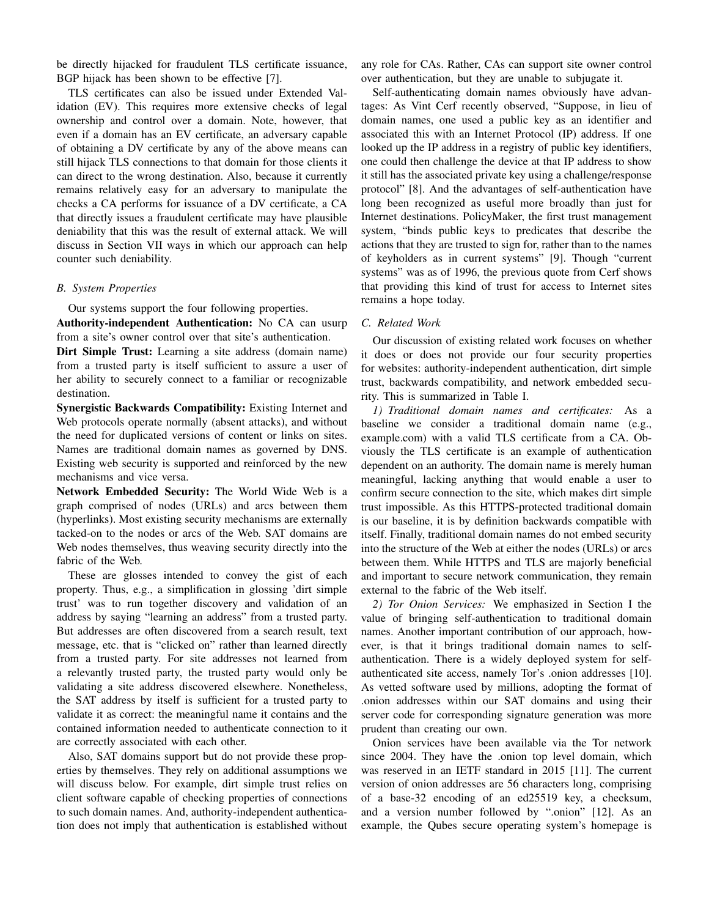be directly hijacked for fraudulent TLS certificate issuance, BGP hijack has been shown to be effective [7].

TLS certificates can also be issued under Extended Validation (EV). This requires more extensive checks of legal ownership and control over a domain. Note, however, that even if a domain has an EV certificate, an adversary capable of obtaining a DV certificate by any of the above means can still hijack TLS connections to that domain for those clients it can direct to the wrong destination. Also, because it currently remains relatively easy for an adversary to manipulate the checks a CA performs for issuance of a DV certificate, a CA that directly issues a fraudulent certificate may have plausible deniability that this was the result of external attack. We will discuss in Section VII ways in which our approach can help counter such deniability.

### *B. System Properties*

Our systems support the four following properties.

**Authority-independent Authentication:** No CA can usurp from a site's owner control over that site's authentication.

**Dirt Simple Trust:** Learning a site address (domain name) from a trusted party is itself sufficient to assure a user of her ability to securely connect to a familiar or recognizable destination.

**Synergistic Backwards Compatibility:** Existing Internet and Web protocols operate normally (absent attacks), and without the need for duplicated versions of content or links on sites. Names are traditional domain names as governed by DNS. Existing web security is supported and reinforced by the new mechanisms and vice versa.

**Network Embedded Security:** The World Wide Web is a graph comprised of nodes (URLs) and arcs between them (hyperlinks). Most existing security mechanisms are externally tacked-on to the nodes or arcs of the Web. SAT domains are Web nodes themselves, thus weaving security directly into the fabric of the Web.

These are glosses intended to convey the gist of each property. Thus, e.g., a simplification in glossing 'dirt simple trust' was to run together discovery and validation of an address by saying "learning an address" from a trusted party. But addresses are often discovered from a search result, text message, etc. that is "clicked on" rather than learned directly from a trusted party. For site addresses not learned from a relevantly trusted party, the trusted party would only be validating a site address discovered elsewhere. Nonetheless, the SAT address by itself is sufficient for a trusted party to validate it as correct: the meaningful name it contains and the contained information needed to authenticate connection to it are correctly associated with each other.

Also, SAT domains support but do not provide these properties by themselves. They rely on additional assumptions we will discuss below. For example, dirt simple trust relies on client software capable of checking properties of connections to such domain names. And, authority-independent authentication does not imply that authentication is established without any role for CAs. Rather, CAs can support site owner control over authentication, but they are unable to subjugate it.

Self-authenticating domain names obviously have advantages: As Vint Cerf recently observed, "Suppose, in lieu of domain names, one used a public key as an identifier and associated this with an Internet Protocol (IP) address. If one looked up the IP address in a registry of public key identifiers, one could then challenge the device at that IP address to show it still has the associated private key using a challenge/response protocol" [8]. And the advantages of self-authentication have long been recognized as useful more broadly than just for Internet destinations. PolicyMaker, the first trust management system, "binds public keys to predicates that describe the actions that they are trusted to sign for, rather than to the names of keyholders as in current systems" [9]. Though "current systems" was as of 1996, the previous quote from Cerf shows that providing this kind of trust for access to Internet sites remains a hope today.

### *C. Related Work*

Our discussion of existing related work focuses on whether it does or does not provide our four security properties for websites: authority-independent authentication, dirt simple trust, backwards compatibility, and network embedded security. This is summarized in Table I.

*1) Traditional domain names and certificates:* As a baseline we consider a traditional domain name (e.g., example.com) with a valid TLS certificate from a CA. Obviously the TLS certificate is an example of authentication dependent on an authority. The domain name is merely human meaningful, lacking anything that would enable a user to confirm secure connection to the site, which makes dirt simple trust impossible. As this HTTPS-protected traditional domain is our baseline, it is by definition backwards compatible with itself. Finally, traditional domain names do not embed security into the structure of the Web at either the nodes (URLs) or arcs between them. While HTTPS and TLS are majorly beneficial and important to secure network communication, they remain external to the fabric of the Web itself.

*2) Tor Onion Services:* We emphasized in Section I the value of bringing self-authentication to traditional domain names. Another important contribution of our approach, however, is that it brings traditional domain names to self-authentication. There is a widely deployed system for self-authenticated site access, namely Tor's .onion addresses [10]. As vetted software used by millions, adopting the format of .onion addresses within our SAT domains and using their server code for corresponding signature generation was more prudent than creating our own.

Onion services have been available via the Tor network since 2004. They have the .onion top level domain, which was reserved in an IETF standard in 2015 [11]. The current version of onion addresses are 56 characters long, comprising of a base-32 encoding of an ed25519 key, a checksum, and a version number followed by ".onion" [12]. As an example, the Qubes secure operating system's homepage is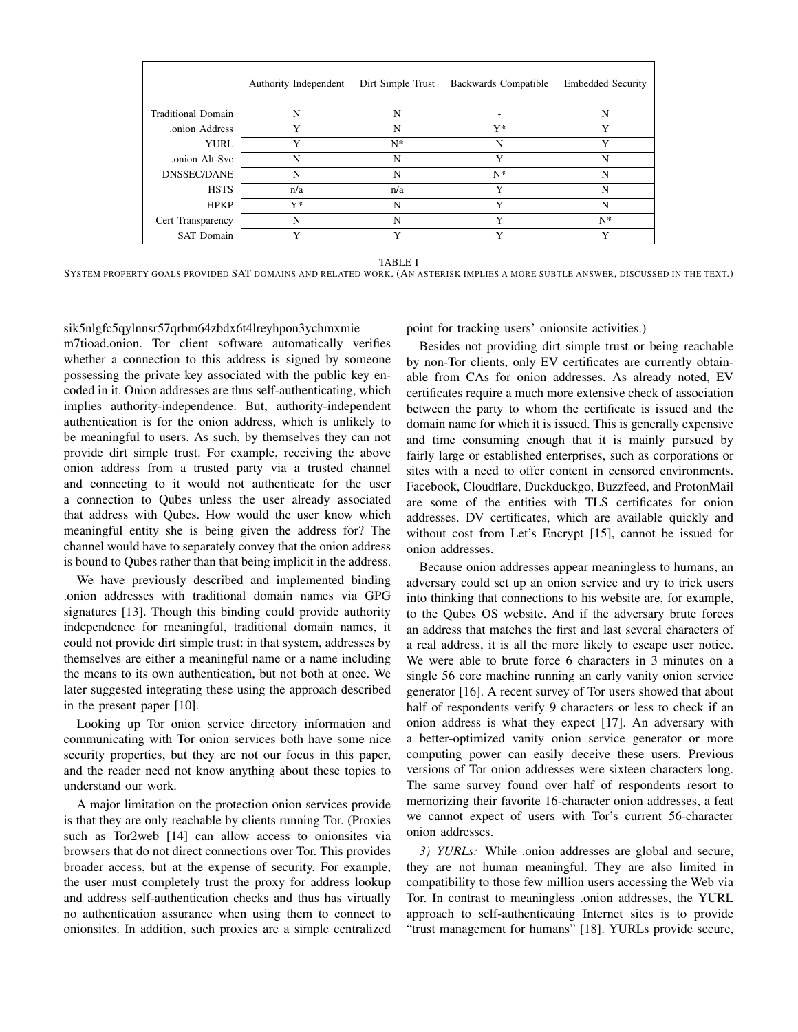|  | Authority Independent | Dirt Simple Trust | Backwards Compatible | Embedded Security |
|---|---|---|---|---|
| Traditional Domain | N | N | - | N |
| .onion Address | Y | N | Y* | Y |
| YURL | Y | N* | N | Y |
| .onion Alt-Svc | N | N | Y | N |
| DNSSEC/DANE | N | N | N* | N |
| HSTS | n/a | n/a | Y | N |
| HPKP | Y* | N | Y | N |
| Cert Transparency | N | N | Y | N* |
| SAT Domain | Y | Y | Y | Y |

TABLE I
SYSTEM PROPERTY GOALS PROVIDED SAT DOMAINS AND RELATED WORK. (AN ASTERISK IMPLIES A MORE SUBTLE ANSWER, DISCUSSED IN THE TEXT.)

sik5nlgfc5qylnnsr57qrbm64zbdx6t4lreyhpon3ychmxmie m7tioad.onion. Tor client software automatically verifies whether a connection to this address is signed by someone possessing the private key associated with the public key encoded in it. Onion addresses are thus self-authenticating, which implies authority-independence. But, authority-independent authentication is for the onion address, which is unlikely to be meaningful to users. As such, by themselves they can not provide dirt simple trust. For example, receiving the above onion address from a trusted party via a trusted channel and connecting to it would not authenticate for the user a connection to Qubes unless the user already associated that address with Qubes. How would the user know which meaningful entity she is being given the address for? The channel would have to separately convey that the onion address is bound to Qubes rather than that being implicit in the address.

We have previously described and implemented binding .onion addresses with traditional domain names via GPG signatures [13]. Though this binding could provide authority independence for meaningful, traditional domain names, it could not provide dirt simple trust: in that system, addresses by themselves are either a meaningful name or a name including the means to its own authentication, but not both at once. We later suggested integrating these using the approach described in the present paper [10].

Looking up Tor onion service directory information and communicating with Tor onion services both have some nice security properties, but they are not our focus in this paper, and the reader need not know anything about these topics to understand our work.

A major limitation on the protection onion services provide is that they are only reachable by clients running Tor. (Proxies such as Tor2web [14] can allow access to onionsites via browsers that do not direct connections over Tor. This provides broader access, but at the expense of security. For example, the user must completely trust the proxy for address lookup and address self-authentication checks and thus has virtually no authentication assurance when using them to connect to onionsites. In addition, such proxies are a simple centralized point for tracking users' onionsite activities.)

Besides not providing dirt simple trust or being reachable by non-Tor clients, only EV certificates are currently obtainable from CAs for onion addresses. As already noted, EV certificates require a much more extensive check of association between the party to whom the certificate is issued and the domain name for which it is issued. This is generally expensive and time consuming enough that it is mainly pursued by fairly large or established enterprises, such as corporations or sites with a need to offer content in censored environments. Facebook, Cloudflare, Duckduckgo, Buzzfeed, and ProtonMail are some of the entities with TLS certificates for onion addresses. DV certificates, which are available quickly and without cost from Let's Encrypt [15], cannot be issued for onion addresses.

Because onion addresses appear meaningless to humans, an adversary could set up an onion service and try to trick users into thinking that connections to his website are, for example, to the Qubes OS website. And if the adversary brute forces an address that matches the first and last several characters of a real address, it is all the more likely to escape user notice. We were able to brute force 6 characters in 3 minutes on a single 56 core machine running an early vanity onion service generator [16]. A recent survey of Tor users showed that about half of respondents verify 9 characters or less to check if an onion address is what they expect [17]. An adversary with a better-optimized vanity onion service generator or more computing power can easily deceive these users. Previous versions of Tor onion addresses were sixteen characters long. The same survey found over half of respondents resort to memorizing their favorite 16-character onion addresses, a feat we cannot expect of users with Tor's current 56-character onion addresses.

*3) YURLs:* While .onion addresses are global and secure, they are not human meaningful. They are also limited in compatibility to those few million users accessing the Web via Tor. In contrast to meaningless .onion addresses, the YURL approach to self-authenticating Internet sites is to provide "trust management for humans" [18]. YURLs provide secure,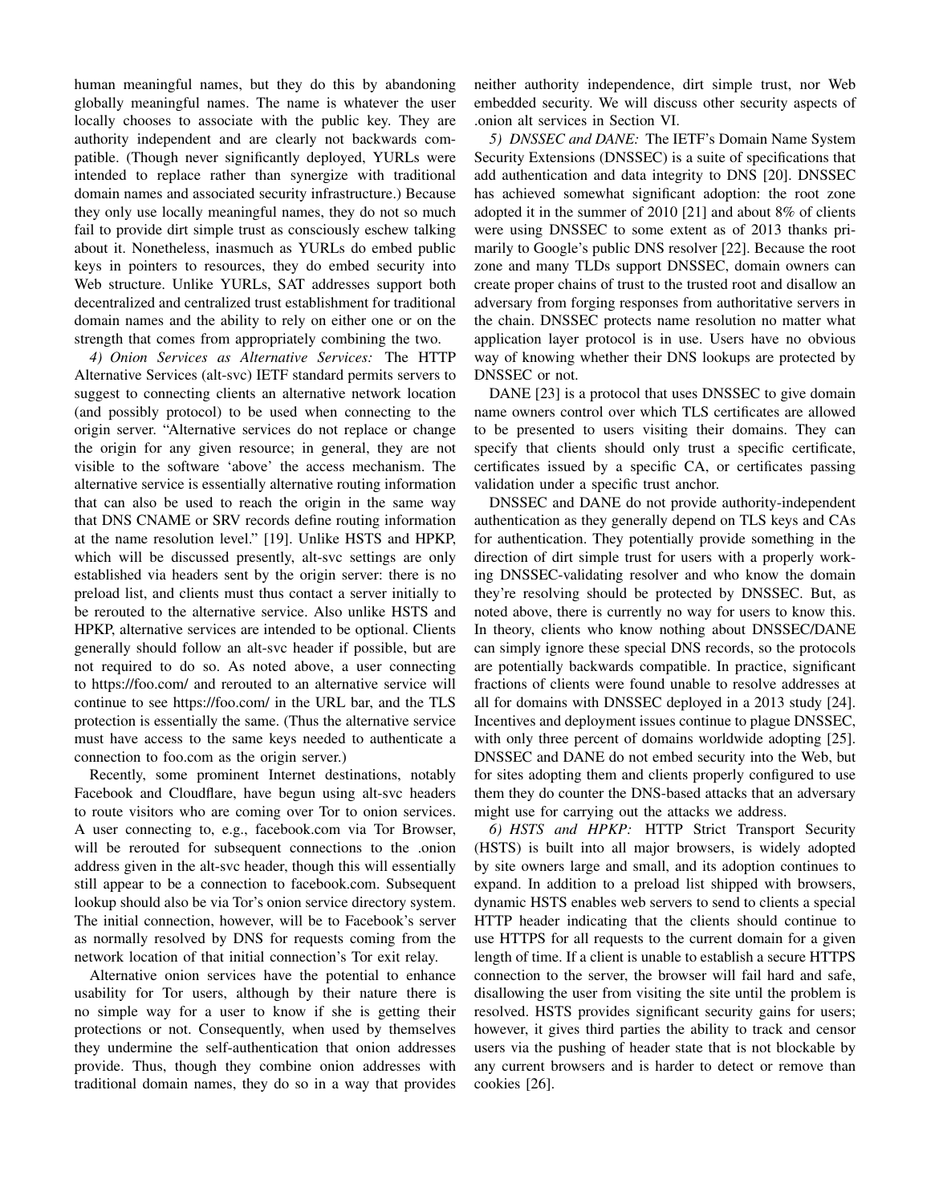human meaningful names, but they do this by abandoning globally meaningful names. The name is whatever the user locally chooses to associate with the public key. They are authority independent and are clearly not backwards compatible. (Though never significantly deployed, YURLs were intended to replace rather than synergize with traditional domain names and associated security infrastructure.) Because they only use locally meaningful names, they do not so much fail to provide dirt simple trust as consciously eschew talking about it. Nonetheless, inasmuch as YURLs do embed public keys in pointers to resources, they do embed security into Web structure. Unlike YURLs, SAT addresses support both decentralized and centralized trust establishment for traditional domain names and the ability to rely on either one or on the strength that comes from appropriately combining the two.

*4) Onion Services as Alternative Services:* The HTTP Alternative Services (alt-svc) IETF standard permits servers to suggest to connecting clients an alternative network location (and possibly protocol) to be used when connecting to the origin server. "Alternative services do not replace or change the origin for any given resource; in general, they are not visible to the software 'above' the access mechanism. The alternative service is essentially alternative routing information that can also be used to reach the origin in the same way that DNS CNAME or SRV records define routing information at the name resolution level." [19]. Unlike HSTS and HPKP, which will be discussed presently, alt-svc settings are only established via headers sent by the origin server: there is no preload list, and clients must thus contact a server initially to be rerouted to the alternative service. Also unlike HSTS and HPKP, alternative services are intended to be optional. Clients generally should follow an alt-svc header if possible, but are not required to do so. As noted above, a user connecting to https://foo.com/ and rerouted to an alternative service will continue to see https://foo.com/ in the URL bar, and the TLS protection is essentially the same. (Thus the alternative service must have access to the same keys needed to authenticate a connection to foo.com as the origin server.)

Recently, some prominent Internet destinations, notably Facebook and Cloudflare, have begun using alt-svc headers to route visitors who are coming over Tor to onion services. A user connecting to, e.g., facebook.com via Tor Browser, will be rerouted for subsequent connections to the .onion address given in the alt-svc header, though this will essentially still appear to be a connection to facebook.com. Subsequent lookup should also be via Tor's onion service directory system. The initial connection, however, will be to Facebook's server as normally resolved by DNS for requests coming from the network location of that initial connection's Tor exit relay.

Alternative onion services have the potential to enhance usability for Tor users, although by their nature there is no simple way for a user to know if she is getting their protections or not. Consequently, when used by themselves they undermine the self-authentication that onion addresses provide. Thus, though they combine onion addresses with traditional domain names, they do so in a way that provides neither authority independence, dirt simple trust, nor Web embedded security. We will discuss other security aspects of .onion alt services in Section VI.

*5) DNSSEC and DANE:* The IETF's Domain Name System Security Extensions (DNSSEC) is a suite of specifications that add authentication and data integrity to DNS [20]. DNSSEC has achieved somewhat significant adoption: the root zone adopted it in the summer of 2010 [21] and about 8% of clients were using DNSSEC to some extent as of 2013 thanks primarily to Google's public DNS resolver [22]. Because the root zone and many TLDs support DNSSEC, domain owners can create proper chains of trust to the trusted root and disallow an adversary from forging responses from authoritative servers in the chain. DNSSEC protects name resolution no matter what application layer protocol is in use. Users have no obvious way of knowing whether their DNS lookups are protected by DNSSEC or not.

DANE [23] is a protocol that uses DNSSEC to give domain name owners control over which TLS certificates are allowed to be presented to users visiting their domains. They can specify that clients should only trust a specific certificate, certificates issued by a specific CA, or certificates passing validation under a specific trust anchor.

DNSSEC and DANE do not provide authority-independent authentication as they generally depend on TLS keys and CAs for authentication. They potentially provide something in the direction of dirt simple trust for users with a properly working DNSSEC-validating resolver and who know the domain they're resolving should be protected by DNSSEC. But, as noted above, there is currently no way for users to know this. In theory, clients who know nothing about DNSSEC/DANE can simply ignore these special DNS records, so the protocols are potentially backwards compatible. In practice, significant fractions of clients were found unable to resolve addresses at all for domains with DNSSEC deployed in a 2013 study [24]. Incentives and deployment issues continue to plague DNSSEC, with only three percent of domains worldwide adopting [25]. DNSSEC and DANE do not embed security into the Web, but for sites adopting them and clients properly configured to use them they do counter the DNS-based attacks that an adversary might use for carrying out the attacks we address.

*6) HSTS and HPKP:* HTTP Strict Transport Security (HSTS) is built into all major browsers, is widely adopted by site owners large and small, and its adoption continues to expand. In addition to a preload list shipped with browsers, dynamic HSTS enables web servers to send to clients a special HTTP header indicating that the clients should continue to use HTTPS for all requests to the current domain for a given length of time. If a client is unable to establish a secure HTTPS connection to the server, the browser will fail hard and safe, disallowing the user from visiting the site until the problem is resolved. HSTS provides significant security gains for users; however, it gives third parties the ability to track and censor users via the pushing of header state that is not blockable by any current browsers and is harder to detect or remove than cookies [26].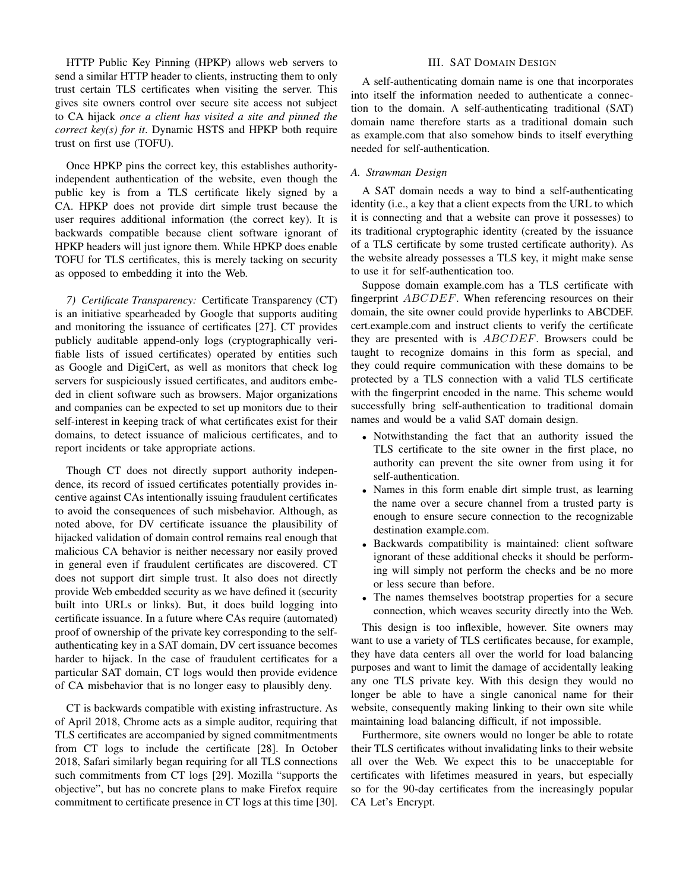HTTP Public Key Pinning (HPKP) allows web servers to send a similar HTTP header to clients, instructing them to only trust certain TLS certificates when visiting the server. This gives site owners control over secure site access not subject to CA hijack *once a client has visited a site and pinned the correct key(s) for it*. Dynamic HSTS and HPKP both require trust on first use (TOFU).

Once HPKP pins the correct key, this establishes authority-independent authentication of the website, even though the public key is from a TLS certificate likely signed by a CA. HPKP does not provide dirt simple trust because the user requires additional information (the correct key). It is backwards compatible because client software ignorant of HPKP headers will just ignore them. While HPKP does enable TOFU for TLS certificates, this is merely tacking on security as opposed to embedding it into the Web.

*7) Certificate Transparency:* Certificate Transparency (CT) is an initiative spearheaded by Google that supports auditing and monitoring the issuance of certificates [27]. CT provides publicly auditable append-only logs (cryptographically verifiable lists of issued certificates) operated by entities such as Google and DigiCert, as well as monitors that check log servers for suspiciously issued certificates, and auditors embeded in client software such as browsers. Major organizations and companies can be expected to set up monitors due to their self-interest in keeping track of what certificates exist for their domains, to detect issuance of malicious certificates, and to report incidents or take appropriate actions.

Though CT does not directly support authority independence, its record of issued certificates potentially provides incentive against CAs intentionally issuing fraudulent certificates to avoid the consequences of such misbehavior. Although, as noted above, for DV certificate issuance the plausibility of hijacked validation of domain control remains real enough that malicious CA behavior is neither necessary nor easily proved in general even if fraudulent certificates are discovered. CT does not support dirt simple trust. It also does not directly provide Web embedded security as we have defined it (security built into URLs or links). But, it does build logging into certificate issuance. In a future where CAs require (automated) proof of ownership of the private key corresponding to the self-authenticating key in a SAT domain, DV cert issuance becomes harder to hijack. In the case of fraudulent certificates for a particular SAT domain, CT logs would then provide evidence of CA misbehavior that is no longer easy to plausibly deny.

CT is backwards compatible with existing infrastructure. As of April 2018, Chrome acts as a simple auditor, requiring that TLS certificates are accompanied by signed commitmentments from CT logs to include the certificate [28]. In October 2018, Safari similarly began requiring for all TLS connections such commitments from CT logs [29]. Mozilla "supports the objective", but has no concrete plans to make Firefox require commitment to certificate presence in CT logs at this time [30].

## III. SAT Domain Design

A self-authenticating domain name is one that incorporates into itself the information needed to authenticate a connection to the domain. A self-authenticating traditional (SAT) domain name therefore starts as a traditional domain such as example.com that also somehow binds to itself everything needed for self-authentication.

### A. Strawman Design

A SAT domain needs a way to bind a self-authenticating identity (i.e., a key that a client expects from the URL to which it is connecting and that a website can prove it possesses) to its traditional cryptographic identity (created by the issuance of a TLS certificate by some trusted certificate authority). As the website already possesses a TLS key, it might make sense to use it for self-authentication too.

Suppose domain example.com has a TLS certificate with fingerprint $ABCDEF$. When referencing resources on their domain, the site owner could provide hyperlinks to ABCDEF.cert.example.com and instruct clients to verify the certificate they are presented with is $ABCDEF$. Browsers could be taught to recognize domains in this form as special, and they could require communication with these domains to be protected by a TLS connection with a valid TLS certificate with the fingerprint encoded in the name. This scheme would successfully bring self-authentication to traditional domain names and would be a valid SAT domain design.

- Notwithstanding the fact that an authority issued the TLS certificate to the site owner in the first place, no authority can prevent the site owner from using it for self-authentication.
- Names in this form enable dirt simple trust, as learning the name over a secure channel from a trusted party is enough to ensure secure connection to the recognizable destination example.com.
- Backwards compatibility is maintained: client software ignorant of these additional checks it should be performing will simply not perform the checks and be no more or less secure than before.
- The names themselves bootstrap properties for a secure connection, which weaves security directly into the Web.

This design is too inflexible, however. Site owners may want to use a variety of TLS certificates because, for example, they have data centers all over the world for load balancing purposes and want to limit the damage of accidentally leaking any one TLS private key. With this design they would no longer be able to have a single canonical name for their website, consequently making linking to their own site while maintaining load balancing difficult, if not impossible.

Furthermore, site owners would no longer be able to rotate their TLS certificates without invalidating links to their website all over the Web. We expect this to be unacceptable for certificates with lifetimes measured in years, but especially so for the 90-day certificates from the increasingly popular CA Let's Encrypt.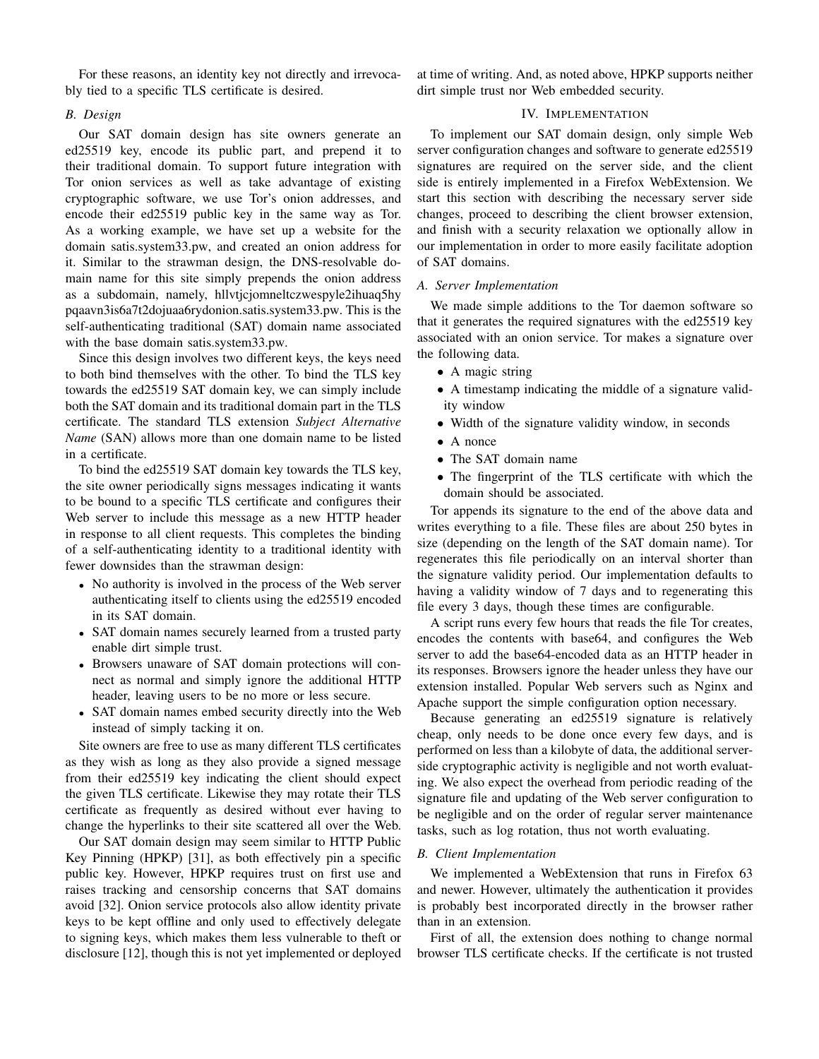For these reasons, an identity key not directly and irrevocably tied to a specific TLS certificate is desired.

### B. Design

Our SAT domain design has site owners generate an ed25519 key, encode its public part, and prepend it to their traditional domain. To support future integration with Tor onion services as well as take advantage of existing cryptographic software, we use Tor's onion addresses, and encode their ed25519 public key in the same way as Tor. As a working example, we have set up a website for the domain satis.system33.pw, and created an onion address for it. Similar to the strawman design, the DNS-resolvable domain name for this site simply prepends the onion address as a subdomain, namely, hllvtjcjomneltczwespyle2ihuaq5hypqaavn3is6a7t2dojuaa6rydonion.satis.system33.pw. This is the self-authenticating traditional (SAT) domain name associated with the base domain satis.system33.pw.

Since this design involves two different keys, the keys need to both bind themselves with the other. To bind the TLS key towards the ed25519 SAT domain key, we can simply include both the SAT domain and its traditional domain part in the TLS certificate. The standard TLS extension *Subject Alternative Name* (SAN) allows more than one domain name to be listed in a certificate.

To bind the ed25519 SAT domain key towards the TLS key, the site owner periodically signs messages indicating it wants to be bound to a specific TLS certificate and configures their Web server to include this message as a new HTTP header in response to all client requests. This completes the binding of a self-authenticating identity to a traditional identity with fewer downsides than the strawman design:

- No authority is involved in the process of the Web server authenticating itself to clients using the ed25519 encoded in its SAT domain.
- SAT domain names securely learned from a trusted party enable dirt simple trust.
- Browsers unaware of SAT domain protections will connect as normal and simply ignore the additional HTTP header, leaving users to be no more or less secure.
- SAT domain names embed security directly into the Web instead of simply tacking it on.

Site owners are free to use as many different TLS certificates as they wish as long as they also provide a signed message from their ed25519 key indicating the client should expect the given TLS certificate. Likewise they may rotate their TLS certificate as frequently as desired without ever having to change the hyperlinks to their site scattered all over the Web.

Our SAT domain design may seem similar to HTTP Public Key Pinning (HPKP) [31], as both effectively pin a specific public key. However, HPKP requires trust on first use and raises tracking and censorship concerns that SAT domains avoid [32]. Onion service protocols also allow identity private keys to be kept offline and only used to effectively delegate to signing keys, which makes them less vulnerable to theft or disclosure [12], though this is not yet implemented or deployed at time of writing. And, as noted above, HPKP supports neither dirt simple trust nor Web embedded security.

## IV. Implementation

To implement our SAT domain design, only simple Web server configuration changes and software to generate ed25519 signatures are required on the server side, and the client side is entirely implemented in a Firefox WebExtension. We start this section with describing the necessary server side changes, proceed to describing the client browser extension, and finish with a security relaxation we optionally allow in our implementation in order to more easily facilitate adoption of SAT domains.

### A. Server Implementation

We made simple additions to the Tor daemon software so that it generates the required signatures with the ed25519 key associated with an onion service. Tor makes a signature over the following data.

- A magic string
- A timestamp indicating the middle of a signature validity window
- Width of the signature validity window, in seconds
- A nonce
- The SAT domain name
- The fingerprint of the TLS certificate with which the domain should be associated.

Tor appends its signature to the end of the above data and writes everything to a file. These files are about 250 bytes in size (depending on the length of the SAT domain name). Tor regenerates this file periodically on an interval shorter than the signature validity period. Our implementation defaults to having a validity window of 7 days and to regenerating this file every 3 days, though these times are configurable.

A script runs every few hours that reads the file Tor creates, encodes the contents with base64, and configures the Web server to add the base64-encoded data as an HTTP header in its responses. Browsers ignore the header unless they have our extension installed. Popular Web servers such as Nginx and Apache support the simple configuration option necessary.

Because generating an ed25519 signature is relatively cheap, only needs to be done once every few days, and is performed on less than a kilobyte of data, the additional server-side cryptographic activity is negligible and not worth evaluating. We also expect the overhead from periodic reading of the signature file and updating of the Web server configuration to be negligible and on the order of regular server maintenance tasks, such as log rotation, thus not worth evaluating.

### B. Client Implementation

We implemented a WebExtension that runs in Firefox 63 and newer. However, ultimately the authentication it provides is probably best incorporated directly in the browser rather than in an extension.

First of all, the extension does nothing to change normal browser TLS certificate checks. If the certificate is not trusted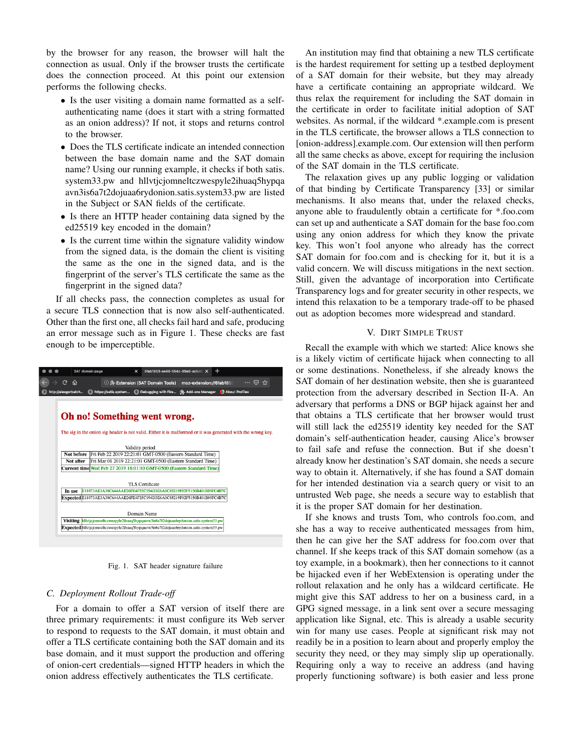by the browser for any reason, the browser will halt the connection as usual. Only if the browser trusts the certificate does the connection proceed. At this point our extension performs the following checks.

- Is the user visiting a domain name formatted as a self-authenticating name (does it start with a string formatted as an onion address)? If not, it stops and returns control to the browser.
- Does the TLS certificate indicate an intended connection between the base domain name and the SAT domain name? Using our running example, it checks if both satis.system33.pw and hllvtjcjomneltczwespyle2ihuaq5hypqaavn3is6a7t2dojuaa6rydonion.satis.system33.pw are listed in the Subject or SAN fields of the certificate.
- Is there an HTTP header containing data signed by the ed25519 key encoded in the domain?
- Is the current time within the signature validity window from the signed data, is the domain the client is visiting the same as the one in the signed data, and is the fingerprint of the server's TLS certificate the same as the fingerprint in the signed data?

If all checks pass, the connection completes as usual for a secure TLS connection that is now also self-authenticated. Other than the first one, all checks fail hard and safe, producing an error message such as in Figure 1. These checks are fast enough to be imperceptible.

Fig. 1. SAT header signature failure

### C. Deployment Rollout Trade-off

For a domain to offer a SAT version of itself there are three primary requirements: it must configure its Web server to respond to requests to the SAT domain, it must obtain and offer a TLS certificate containing both the SAT domain and its base domain, and it must support the production and offering of onion-cert credentials—signed HTTP headers in which the onion address effectively authenticates the TLS certificate.

An institution may find that obtaining a new TLS certificate is the hardest requirement for setting up a testbed deployment of a SAT domain for their website, but they may already have a certificate containing an appropriate wildcard. We thus relax the requirement for including the SAT domain in the certificate in order to facilitate initial adoption of SAT websites. As normal, if the wildcard *.example.com is present in the TLS certificate, the browser allows a TLS connection to [onion-address].example.com. Our extension will then perform all the same checks as above, except for requiring the inclusion of the SAT domain in the TLS certificate.

The relaxation gives up any public logging or validation of that binding by Certificate Transparency [33] or similar mechanisms. It also means that, under the relaxed checks, anyone able to fraudulently obtain a certificate for *.foo.com can set up and authenticate a SAT domain for the base foo.com using any onion address for which they know the private key. This won't fool anyone who already has the correct SAT domain for foo.com and is checking for it, but it is a valid concern. We will discuss mitigations in the next section. Still, given the advantage of incorporation into Certificate Transparency logs and for greater security in other respects, we intend this relaxation to be a temporary trade-off to be phased out as adoption becomes more widespread and standard.

## V. Dirt Simple Trust

Recall the example with which we started: Alice knows she is a likely victim of certificate hijack when connecting to all or some destinations. Nonetheless, if she already knows the SAT domain of her destination website, then she is guaranteed protection from the adversary described in Section II-A. An adversary that performs a DNS or BGP hijack against her and that obtains a TLS certificate that her browser would trust will still lack the ed25519 identity key needed for the SAT domain's self-authentication header, causing Alice's browser to fail safe and refuse the connection. But if she doesn't already know her destination's SAT domain, she needs a secure way to obtain it. Alternatively, if she has found a SAT domain for her intended destination via a search query or visit to an untrusted Web page, she needs a secure way to establish that it is the proper SAT domain for her destination.

If she knows and trusts Tom, who controls foo.com, and she has a way to receive authenticated messages from him, then he can give her the SAT address for foo.com over that channel. If she keeps track of this SAT domain somehow (as a toy example, in a bookmark), then her connections to it cannot be hijacked even if her WebExtension is operating under the rollout relaxation and he only has a wildcard certificate. He might give this SAT address to her on a business card, in a GPG signed message, in a link sent over a secure messaging application like Signal, etc. This is already a usable security win for many use cases. People at significant risk may not readily be in a position to learn about and properly employ the security they need, or they may simply slip up operationally. Requiring only a way to receive an address (and having properly functioning software) is both easier and less prone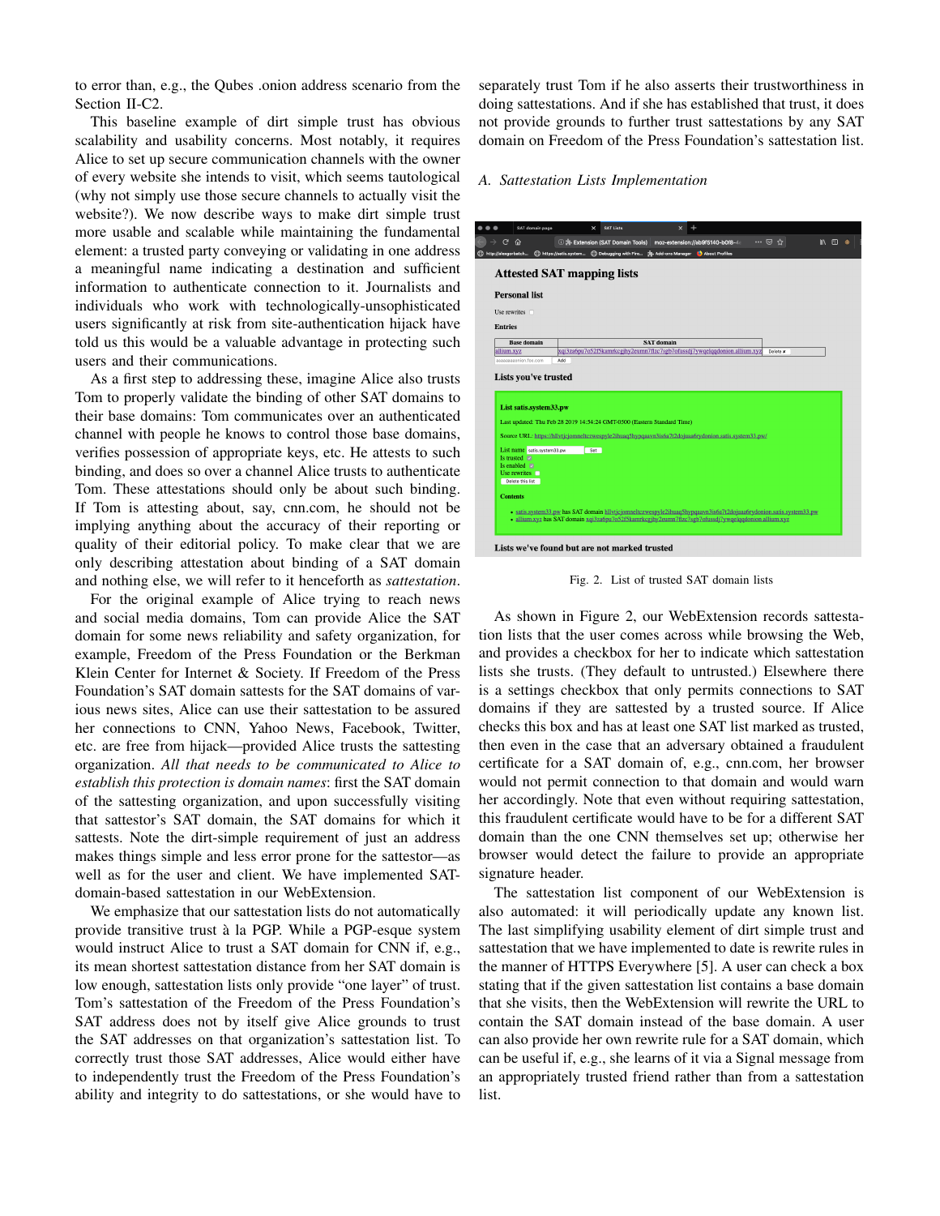to error than, e.g., the Qubes .onion address scenario from the Section II-C2.

This baseline example of dirt simple trust has obvious scalability and usability concerns. Most notably, it requires Alice to set up secure communication channels with the owner of every website she intends to visit, which seems tautological (why not simply use those secure channels to actually visit the website?). We now describe ways to make dirt simple trust more usable and scalable while maintaining the fundamental element: a trusted party conveying or validating in one address a meaningful name indicating a destination and sufficient information to authenticate connection to it. Journalists and individuals who work with technologically-unsophisticated users significantly at risk from site-authentication hijack have told us this would be a valuable advantage in protecting such users and their communications.

As a first step to addressing these, imagine Alice also trusts Tom to properly validate the binding of other SAT domains to their base domains: Tom communicates over an authenticated channel with people he knows to control those base domains, verifies possession of appropriate keys, etc. He attests to such binding, and does so over a channel Alice trusts to authenticate Tom. These attestations should only be about such binding. If Tom is attesting about, say, cnn.com, he should not be implying anything about the accuracy of their reporting or quality of their editorial policy. To make clear that we are only describing attestation about binding of a SAT domain and nothing else, we will refer to it henceforth as *sattestation*.

For the original example of Alice trying to reach news and social media domains, Tom can provide Alice the SAT domain for some news reliability and safety organization, for example, Freedom of the Press Foundation or the Berkman Klein Center for Internet & Society. If Freedom of the Press Foundation's SAT domain sattests for the SAT domains of various news sites, Alice can use their sattestation to be assured her connections to CNN, Yahoo News, Facebook, Twitter, etc. are free from hijack—provided Alice trusts the sattesting organization. *All that needs to be communicated to Alice to establish this protection is domain names*: first the SAT domain of the sattesting organization, and upon successfully visiting that sattestor's SAT domain, the SAT domains for which it sattests. Note the dirt-simple requirement of just an address makes things simple and less error prone for the sattestor—as well as for the user and client. We have implemented SAT-domain-based sattestation in our WebExtension.

We emphasize that our sattestation lists do not automatically provide transitive trust à la PGP. While a PGP-esque system would instruct Alice to trust a SAT domain for CNN if, e.g., its mean shortest sattestation distance from her SAT domain is low enough, sattestation lists only provide "one layer" of trust. Tom's sattestation of the Freedom of the Press Foundation's SAT address does not by itself give Alice grounds to trust the SAT addresses on that organization's sattestation list. To correctly trust those SAT addresses, Alice would either have to independently trust the Freedom of the Press Foundation's ability and integrity to do sattestations, or she would have to separately trust Tom if he also asserts their trustworthiness in doing sattestations. And if she has established that trust, it does not provide grounds to further trust sattestations by any SAT domain on Freedom of the Press Foundation's sattestation list.

### A. Sattestation Lists Implementation

Fig. 2. List of trusted SAT domain lists

As shown in Figure 2, our WebExtension records sattestation lists that the user comes across while browsing the Web, and provides a checkbox for her to indicate which sattestation lists she trusts. (They default to untrusted.) Elsewhere there is a settings checkbox that only permits connections to SAT domains if they are sattested by a trusted source. If Alice checks this box and has at least one SAT list marked as trusted, then even in the case that an adversary obtained a fraudulent certificate for a SAT domain of, e.g., cnn.com, her browser would not permit connection to that domain and would warn her accordingly. Note that even without requiring sattestation, this fraudulent certificate would have to be for a different SAT domain than the one CNN themselves set up; otherwise her browser would detect the failure to provide an appropriate signature header.

The sattestation list component of our WebExtension is also automated: it will periodically update any known list. The last simplifying usability element of dirt simple trust and sattestation that we have implemented to date is rewrite rules in the manner of HTTPS Everywhere [5]. A user can check a box stating that if the given sattestation list contains a base domain that she visits, then the WebExtension will rewrite the URL to contain the SAT domain instead of the base domain. A user can also provide her own rewrite rule for a SAT domain, which can be useful if, e.g., she learns of it via a Signal message from an appropriately trusted friend rather than from a sattestation list.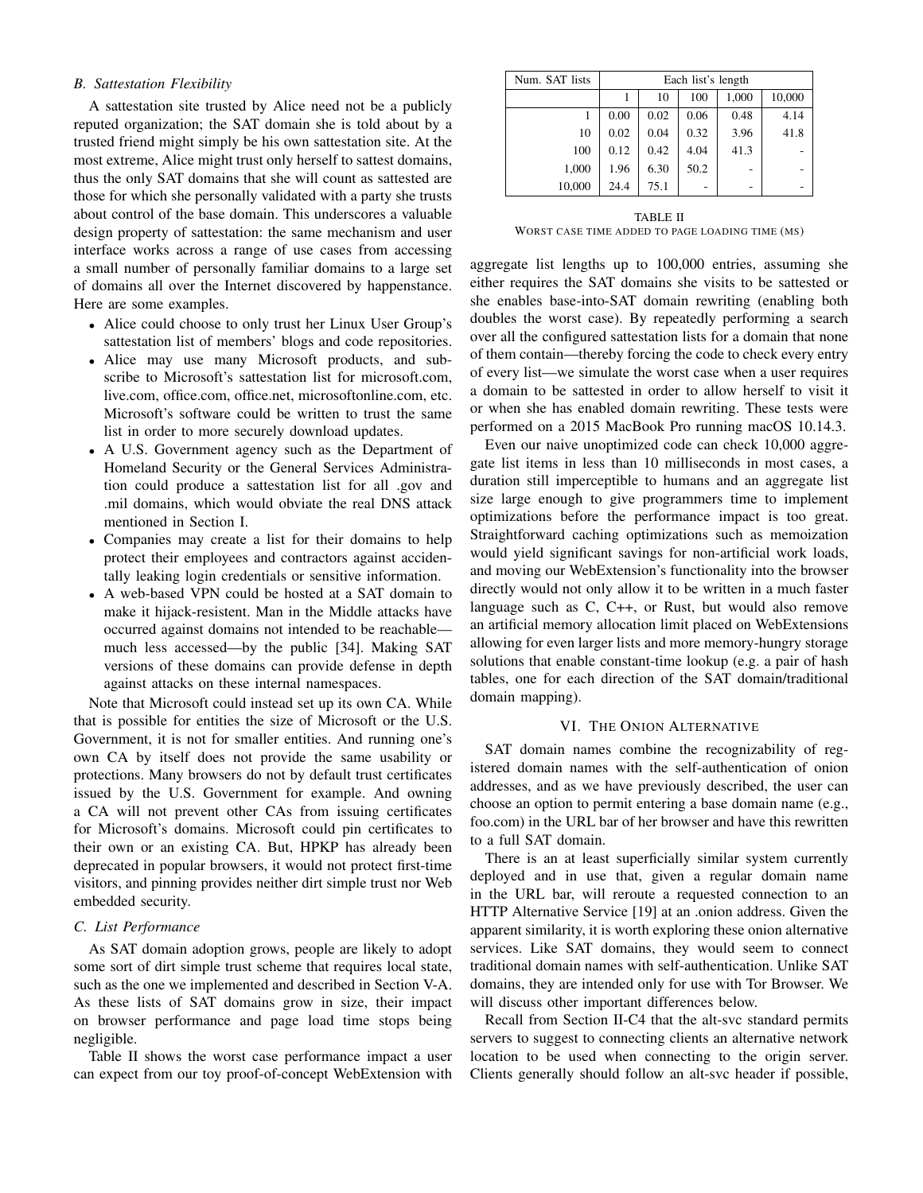### B. Sattestation Flexibility

A sattestation site trusted by Alice need not be a publicly reputed organization; the SAT domain she is told about by a trusted friend might simply be his own sattestation site. At the most extreme, Alice might trust only herself to sattest domains, thus the only SAT domains that she will count as sattested are those for which she personally validated with a party she trusts about control of the base domain. This underscores a valuable design property of sattestation: the same mechanism and user interface works across a range of use cases from accessing a small number of personally familiar domains to a large set of domains all over the Internet discovered by happenstance. Here are some examples.

- Alice could choose to only trust her Linux User Group's sattestation list of members' blogs and code repositories.
- Alice may use many Microsoft products, and subscribe to Microsoft's sattestation list for microsoft.com, live.com, office.com, office.net, microsoftonline.com, etc. Microsoft's software could be written to trust the same list in order to more securely download updates.
- A U.S. Government agency such as the Department of Homeland Security or the General Services Administration could produce a sattestation list for all .gov and .mil domains, which would obviate the real DNS attack mentioned in Section I.
- Companies may create a list for their domains to help protect their employees and contractors against accidentally leaking login credentials or sensitive information.
- A web-based VPN could be hosted at a SAT domain to make it hijack-resistent. Man in the Middle attacks have occurred against domains not intended to be reachable—much less accessed—by the public [34]. Making SAT versions of these domains can provide defense in depth against attacks on these internal namespaces.

Note that Microsoft could instead set up its own CA. While that is possible for entities the size of Microsoft or the U.S. Government, it is not for smaller entities. And running one's own CA by itself does not provide the same usability or protections. Many browsers do not by default trust certificates issued by the U.S. Government for example. And owning a CA will not prevent other CAs from issuing certificates for Microsoft's domains. Microsoft could pin certificates to their own or an existing CA. But, HPKP has already been deprecated in popular browsers, it would not protect first-time visitors, and pinning provides neither dirt simple trust nor Web embedded security.

### C. List Performance

As SAT domain adoption grows, people are likely to adopt some sort of dirt simple trust scheme that requires local state, such as the one we implemented and described in Section V-A. As these lists of SAT domains grow in size, their impact on browser performance and page load time stops being negligible.

Table II shows the worst case performance impact a user can expect from our toy proof-of-concept WebExtension with aggregate list lengths up to 100,000 entries, assuming she either requires the SAT domains she visits to be sattested or she enables base-into-SAT domain rewriting (enabling both doubles the worst case). By repeatedly performing a search over all the configured sattestation lists for a domain that none of them contain—thereby forcing the code to check every entry of every list—we simulate the worst case when a user requires a domain to be sattested in order to allow herself to visit it or when she has enabled domain rewriting. These tests were performed on a 2015 MacBook Pro running macOS 10.14.3.

| Num. SAT lists | Each list's length | | | | |
|---|---|---|---|---|---|
| | 1 | 10 | 100 | 1,000 | 10,000 |
| 1 | 0.00 | 0.02 | 0.06 | 0.48 | 4.14 |
| 10 | 0.02 | 0.04 | 0.32 | 3.96 | 41.8 |
| 100 | 0.12 | 0.42 | 4.04 | 41.3 | - |
| 1,000 | 1.96 | 6.30 | 50.2 | - | - |
| 10,000 | 24.4 | 75.1 | - | - | - |

TABLE II
WORST CASE TIME ADDED TO PAGE LOADING TIME (MS)

Even our naive unoptimized code can check 10,000 aggregate list items in less than 10 milliseconds in most cases, a duration still imperceptible to humans and an aggregate list size large enough to give programmers time to implement optimizations before the performance impact is too great. Straightforward caching optimizations such as memoization would yield significant savings for non-artificial work loads, and moving our WebExtension's functionality into the browser directly would not only allow it to be written in a much faster language such as C, C++, or Rust, but would also remove an artificial memory allocation limit placed on WebExtensions allowing for even larger lists and more memory-hungry storage solutions that enable constant-time lookup (e.g. a pair of hash tables, one for each direction of the SAT domain/traditional domain mapping).

## VI. The Onion Alternative

SAT domain names combine the recognizability of registered domain names with the self-authentication of onion addresses, and as we have previously described, the user can choose an option to permit entering a base domain name (e.g., foo.com) in the URL bar of her browser and have this rewritten to a full SAT domain.

There is an at least superficially similar system currently deployed and in use that, given a regular domain name in the URL bar, will reroute a requested connection to an HTTP Alternative Service [19] at an .onion address. Given the apparent similarity, it is worth exploring these onion alternative services. Like SAT domains, they would seem to connect traditional domain names with self-authentication. Unlike SAT domains, they are intended only for use with Tor Browser. We will discuss other important differences below.

Recall from Section II-C4 that the alt-svc standard permits servers to suggest to connecting clients an alternative network location to be used when connecting to the origin server. Clients generally should follow an alt-svc header if possible,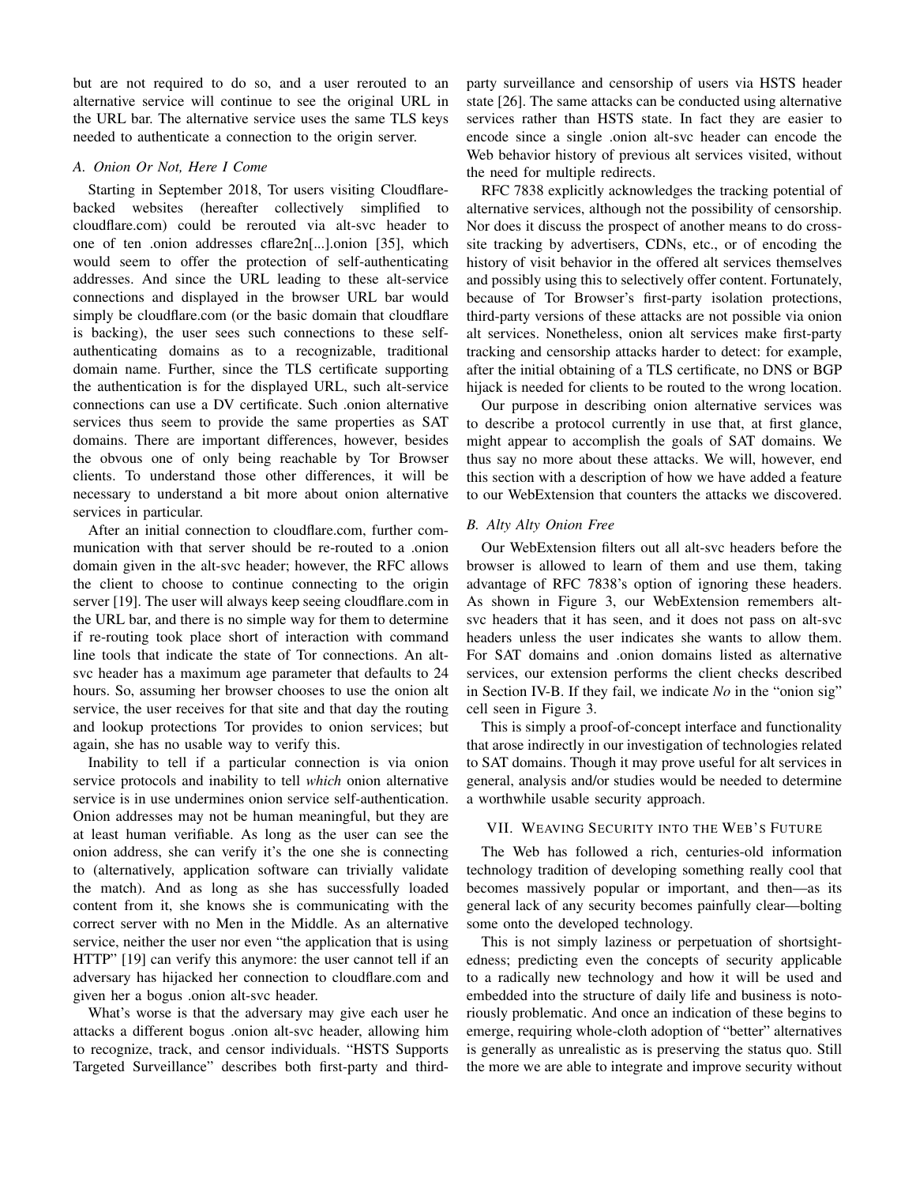but are not required to do so, and a user rerouted to an alternative service will continue to see the original URL in the URL bar. The alternative service uses the same TLS keys needed to authenticate a connection to the origin server.

### A. Onion Or Not, Here I Come

Starting in September 2018, Tor users visiting Cloudflare-backed websites (hereafter collectively simplified to cloudflare.com) could be rerouted via alt-svc header to one of ten .onion addresses cflare2n[...].onion [35], which would seem to offer the protection of self-authenticating addresses. And since the URL leading to these alt-service connections and displayed in the browser URL bar would simply be cloudflare.com (or the basic domain that cloudflare is backing), the user sees such connections to these self-authenticating domains as to a recognizable, traditional domain name. Further, since the TLS certificate supporting the authentication is for the displayed URL, such alt-service connections can use a DV certificate. Such .onion alternative services thus seem to provide the same properties as SAT domains. There are important differences, however, besides the obvous one of only being reachable by Tor Browser clients. To understand those other differences, it will be necessary to understand a bit more about onion alternative services in particular.

After an initial connection to cloudflare.com, further communication with that server should be re-routed to a .onion domain given in the alt-svc header; however, the RFC allows the client to choose to continue connecting to the origin server [19]. The user will always keep seeing cloudflare.com in the URL bar, and there is no simple way for them to determine if re-routing took place short of interaction with command line tools that indicate the state of Tor connections. An alt-svc header has a maximum age parameter that defaults to 24 hours. So, assuming her browser chooses to use the onion alt service, the user receives for that site and that day the routing and lookup protections Tor provides to onion services; but again, she has no usable way to verify this.

Inability to tell if a particular connection is via onion service protocols and inability to tell *which* onion alternative service is in use undermines onion service self-authentication. Onion addresses may not be human meaningful, but they are at least human verifiable. As long as the user can see the onion address, she can verify it's the one she is connecting to (alternatively, application software can trivially validate the match). And as long as she has successfully loaded content from it, she knows she is communicating with the correct server with no Men in the Middle. As an alternative service, neither the user nor even "the application that is using HTTP" [19] can verify this anymore: the user cannot tell if an adversary has hijacked her connection to cloudflare.com and given her a bogus .onion alt-svc header.

What's worse is that the adversary may give each user he attacks a different bogus .onion alt-svc header, allowing him to recognize, track, and censor individuals. "HSTS Supports Targeted Surveillance" describes both first-party and third-party surveillance and censorship of users via HSTS header state [26]. The same attacks can be conducted using alternative services rather than HSTS state. In fact they are easier to encode since a single .onion alt-svc header can encode the Web behavior history of previous alt services visited, without the need for multiple redirects.

RFC 7838 explicitly acknowledges the tracking potential of alternative services, although not the possibility of censorship. Nor does it discuss the prospect of another means to do cross-site tracking by advertisers, CDNs, etc., or of encoding the history of visit behavior in the offered alt services themselves and possibly using this to selectively offer content. Fortunately, because of Tor Browser's first-party isolation protections, third-party versions of these attacks are not possible via onion alt services. Nonetheless, onion alt services make first-party tracking and censorship attacks harder to detect: for example, after the initial obtaining of a TLS certificate, no DNS or BGP hijack is needed for clients to be routed to the wrong location.

Our purpose in describing onion alternative services was to describe a protocol currently in use that, at first glance, might appear to accomplish the goals of SAT domains. We thus say no more about these attacks. We will, however, end this section with a description of how we have added a feature to our WebExtension that counters the attacks we discovered.

### B. Alty Alty Onion Free

Our WebExtension filters out all alt-svc headers before the browser is allowed to learn of them and use them, taking advantage of RFC 7838's option of ignoring these headers. As shown in Figure 3, our WebExtension remembers alt-svc headers that it has seen, and it does not pass on alt-svc headers unless the user indicates she wants to allow them. For SAT domains and .onion domains listed as alternative services, our extension performs the client checks described in Section IV-B. If they fail, we indicate *No* in the "onion sig" cell seen in Figure 3.

This is simply a proof-of-concept interface and functionality that arose indirectly in our investigation of technologies related to SAT domains. Though it may prove useful for alt services in general, analysis and/or studies would be needed to determine a worthwhile usable security approach.

## VII. Weaving Security into the Web's Future

The Web has followed a rich, centuries-old information technology tradition of developing something really cool that becomes massively popular or important, and then—as its general lack of any security becomes painfully clear—bolting some onto the developed technology.

This is not simply laziness or perpetuation of shortsightedness; predicting even the concepts of security applicable to a radically new technology and how it will be used and embedded into the structure of daily life and business is notoriously problematic. And once an indication of these begins to emerge, requiring whole-cloth adoption of "better" alternatives is generally as unrealistic as is preserving the status quo. Still the more we are able to integrate and improve security without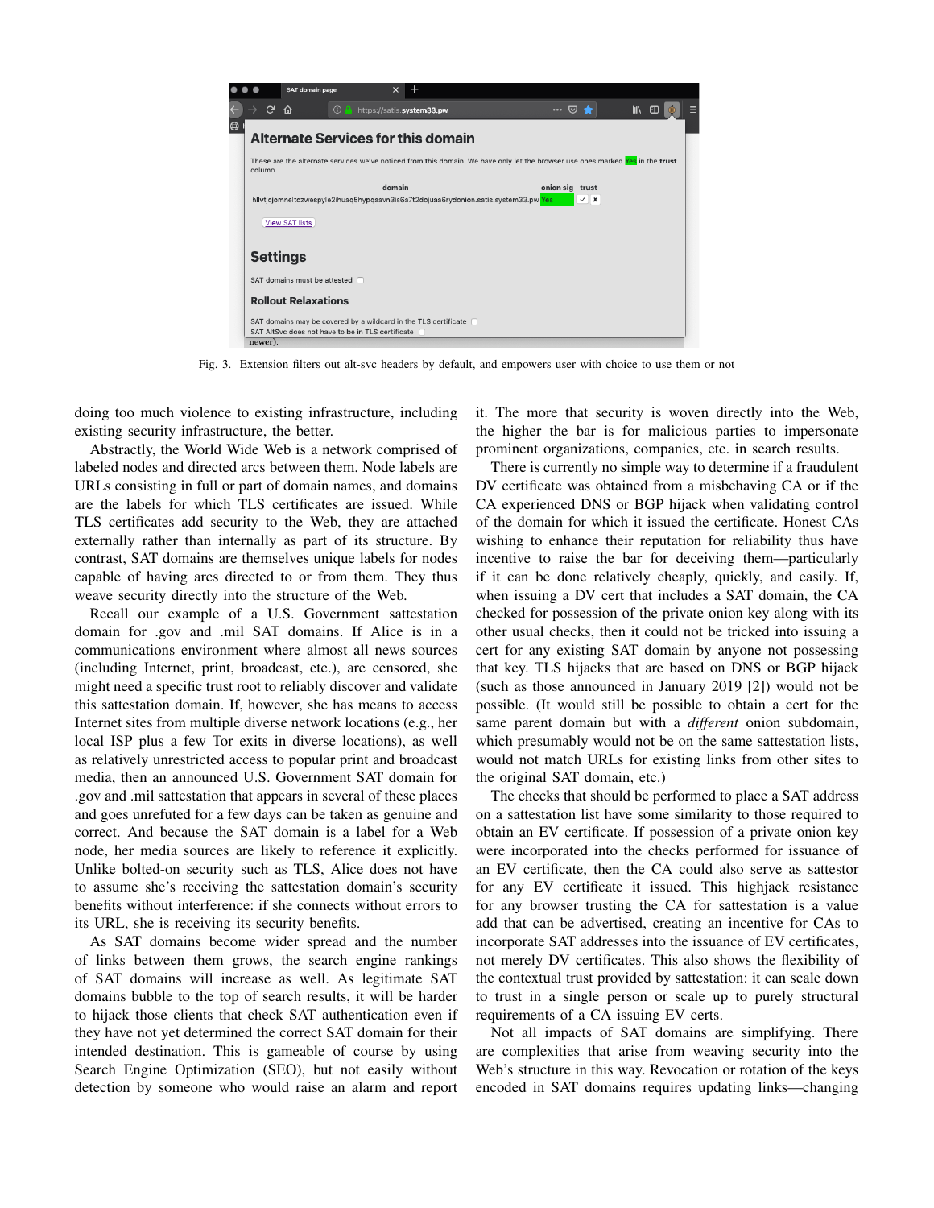Fig. 3. Extension filters out alt-svc headers by default, and empowers user with choice to use them or not

doing too much violence to existing infrastructure, including existing security infrastructure, the better.

Abstractly, the World Wide Web is a network comprised of labeled nodes and directed arcs between them. Node labels are URLs consisting in full or part of domain names, and domains are the labels for which TLS certificates are issued. While TLS certificates add security to the Web, they are attached externally rather than internally as part of its structure. By contrast, SAT domains are themselves unique labels for nodes capable of having arcs directed to or from them. They thus weave security directly into the structure of the Web.

Recall our example of a U.S. Government sattestation domain for .gov and .mil SAT domains. If Alice is in a communications environment where almost all news sources (including Internet, print, broadcast, etc.), are censored, she might need a specific trust root to reliably discover and validate this sattestation domain. If, however, she has means to access Internet sites from multiple diverse network locations (e.g., her local ISP plus a few Tor exits in diverse locations), as well as relatively unrestricted access to popular print and broadcast media, then an announced U.S. Government SAT domain for .gov and .mil sattestation that appears in several of these places and goes unrefuted for a few days can be taken as genuine and correct. And because the SAT domain is a label for a Web node, her media sources are likely to reference it explicitly. Unlike bolted-on security such as TLS, Alice does not have to assume she's receiving the sattestation domain's security benefits without interference: if she connects without errors to its URL, she is receiving its security benefits.

As SAT domains become wider spread and the number of links between them grows, the search engine rankings of SAT domains will increase as well. As legitimate SAT domains bubble to the top of search results, it will be harder to hijack those clients that check SAT authentication even if they have not yet determined the correct SAT domain for their intended destination. This is gameable of course by using Search Engine Optimization (SEO), but not easily without detection by someone who would raise an alarm and report it. The more that security is woven directly into the Web, the higher the bar is for malicious parties to impersonate prominent organizations, companies, etc. in search results.

There is currently no simple way to determine if a fraudulent DV certificate was obtained from a misbehaving CA or if the CA experienced DNS or BGP hijack when validating control of the domain for which it issued the certificate. Honest CAs wishing to enhance their reputation for reliability thus have incentive to raise the bar for deceiving them—particularly if it can be done relatively cheaply, quickly, and easily. If, when issuing a DV cert that includes a SAT domain, the CA checked for possession of the private onion key along with its other usual checks, then it could not be tricked into issuing a cert for any existing SAT domain by anyone not possessing that key. TLS hijacks that are based on DNS or BGP hijack (such as those announced in January 2019 [2]) would not be possible. (It would still be possible to obtain a cert for the same parent domain but with a *different* onion subdomain, which presumably would not be on the same sattestation lists, would not match URLs for existing links from other sites to the original SAT domain, etc.)

The checks that should be performed to place a SAT address on a sattestation list have some similarity to those required to obtain an EV certificate. If possession of a private onion key were incorporated into the checks performed for issuance of an EV certificate, then the CA could also serve as sattestor for any EV certificate it issued. This highjack resistance for any browser trusting the CA for sattestation is a value add that can be advertised, creating an incentive for CAs to incorporate SAT addresses into the issuance of EV certificates, not merely DV certificates. This also shows the flexibility of the contextual trust provided by sattestation: it can scale down to trust in a single person or scale up to purely structural requirements of a CA issuing EV certs.

Not all impacts of SAT domains are simplifying. There are complexities that arise from weaving security into the Web's structure in this way. Revocation or rotation of the keys encoded in SAT domains requires updating links—changing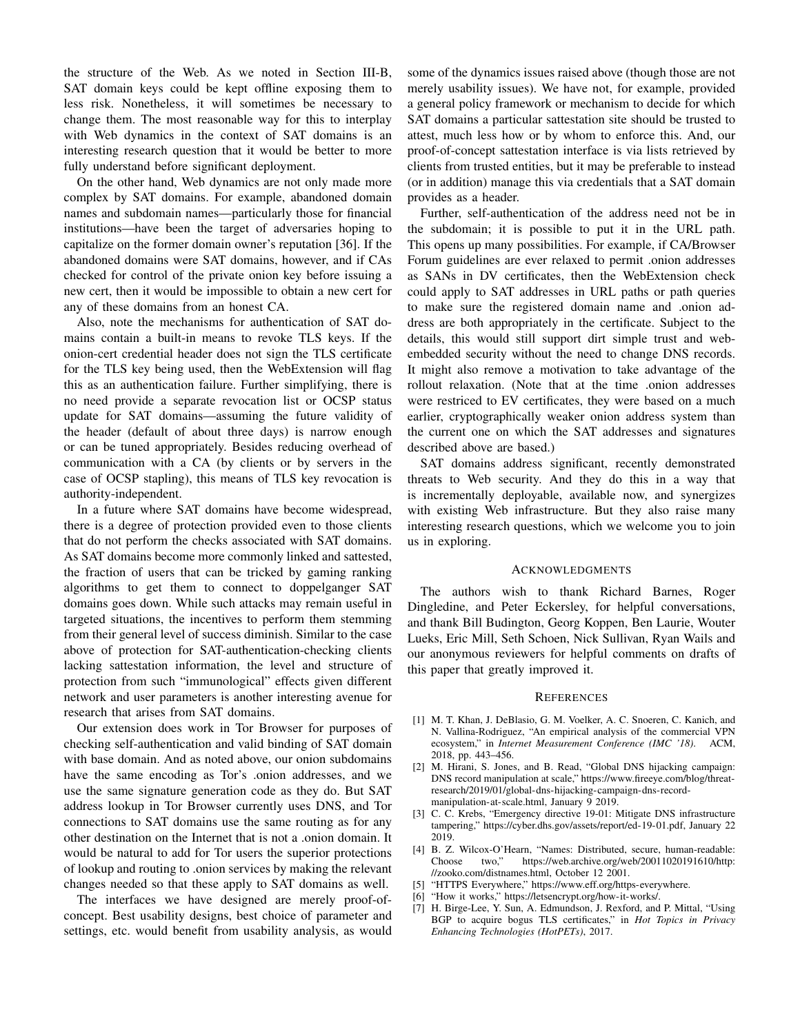the structure of the Web. As we noted in Section III-B, SAT domain keys could be kept offline exposing them to less risk. Nonetheless, it will sometimes be necessary to change them. The most reasonable way for this to interplay with Web dynamics in the context of SAT domains is an interesting research question that it would be better to more fully understand before significant deployment.

On the other hand, Web dynamics are not only made more complex by SAT domains. For example, abandoned domain names and subdomain names—particularly those for financial institutions—have been the target of adversaries hoping to capitalize on the former domain owner's reputation [36]. If the abandoned domains were SAT domains, however, and if CAs checked for control of the private onion key before issuing a new cert, then it would be impossible to obtain a new cert for any of these domains from an honest CA.

Also, note the mechanisms for authentication of SAT domains contain a built-in means to revoke TLS keys. If the onion-cert credential header does not sign the TLS certificate for the TLS key being used, then the WebExtension will flag this as an authentication failure. Further simplifying, there is no need provide a separate revocation list or OCSP status update for SAT domains—assuming the future validity of the header (default of about three days) is narrow enough or can be tuned appropriately. Besides reducing overhead of communication with a CA (by clients or by servers in the case of OCSP stapling), this means of TLS key revocation is authority-independent.

In a future where SAT domains have become widespread, there is a degree of protection provided even to those clients that do not perform the checks associated with SAT domains. As SAT domains become more commonly linked and sattested, the fraction of users that can be tricked by gaming ranking algorithms to get them to connect to doppelganger SAT domains goes down. While such attacks may remain useful in targeted situations, the incentives to perform them stemming from their general level of success diminish. Similar to the case above of protection for SAT-authentication-checking clients lacking sattestation information, the level and structure of protection from such "immunological" effects given different network and user parameters is another interesting avenue for research that arises from SAT domains.

Our extension does work in Tor Browser for purposes of checking self-authentication and valid binding of SAT domain with base domain. And as noted above, our onion subdomains have the same encoding as Tor's .onion addresses, and we use the same signature generation code as they do. But SAT address lookup in Tor Browser currently uses DNS, and Tor connections to SAT domains use the same routing as for any other destination on the Internet that is not a .onion domain. It would be natural to add for Tor users the superior protections of lookup and routing to .onion services by making the relevant changes needed so that these apply to SAT domains as well.

The interfaces we have designed are merely proof-of-concept. Best usability designs, best choice of parameter and settings, etc. would benefit from usability analysis, as would some of the dynamics issues raised above (though those are not merely usability issues). We have not, for example, provided a general policy framework or mechanism to decide for which SAT domains a particular sattestation site should be trusted to attest, much less how or by whom to enforce this. And, our proof-of-concept sattestation interface is via lists retrieved by clients from trusted entities, but it may be preferable to instead (or in addition) manage this via credentials that a SAT domain provides as a header.

Further, self-authentication of the address need not be in the subdomain; it is possible to put it in the URL path. This opens up many possibilities. For example, if CA/Browser Forum guidelines are ever relaxed to permit .onion addresses as SANs in DV certificates, then the WebExtension check could apply to SAT addresses in URL paths or path queries to make sure the registered domain name and .onion address are both appropriately in the certificate. Subject to the details, this would still support dirt simple trust and web-embedded security without the need to change DNS records. It might also remove a motivation to take advantage of the rollout relaxation. (Note that at the time .onion addresses were restriced to EV certificates, they were based on a much earlier, cryptographically weaker onion address system than the current one on which the SAT addresses and signatures described above are based.)

SAT domains address significant, recently demonstrated threats to Web security. And they do this in a way that is incrementally deployable, available now, and synergizes with existing Web infrastructure. But they also raise many interesting research questions, which we welcome you to join us in exploring.

## Acknowledgments

The authors wish to thank Richard Barnes, Roger Dingledine, and Peter Eckersley, for helpful conversations, and thank Bill Budington, Georg Koppen, Ben Laurie, Wouter Lueks, Eric Mill, Seth Schoen, Nick Sullivan, Ryan Wails and our anonymous reviewers for helpful comments on drafts of this paper that greatly improved it.

## References

[1] M. T. Khan, J. DeBlasio, G. M. Voelker, A. C. Snoeren, C. Kanich, and N. Vallina-Rodriguez, "An empirical analysis of the commercial VPN ecosystem," in *Internet Measurement Conference (IMC '18)*. ACM, 2018, pp. 443–456.

[2] M. Hirani, S. Jones, and B. Read, "Global DNS hijacking campaign: DNS record manipulation at scale," https://www.fireeye.com/blog/threat-research/2019/01/global-dns-hijacking-campaign-dns-record-manipulation-at-scale.html, January 9 2019.

[3] C. C. Krebs, "Emergency directive 19-01: Mitigate DNS infrastructure tampering," https://cyber.dhs.gov/assets/report/ed-19-01.pdf, January 22 2019.

[4] B. Z. Wilcox-O'Hearn, "Names: Distributed, secure, human-readable: Choose two," https://web.archive.org/web/20011020191610/http://zooko.com/distnames.html, October 12 2001.

[5] "HTTPS Everywhere," https://www.eff.org/https-everywhere.

[6] "How it works," https://letsencrypt.org/how-it-works/.

[7] H. Birge-Lee, Y. Sun, A. Edmundson, J. Rexford, and P. Mittal, "Using BGP to acquire bogus TLS certificates," in *Hot Topics in Privacy Enhancing Technologies (HotPETs)*, 2017.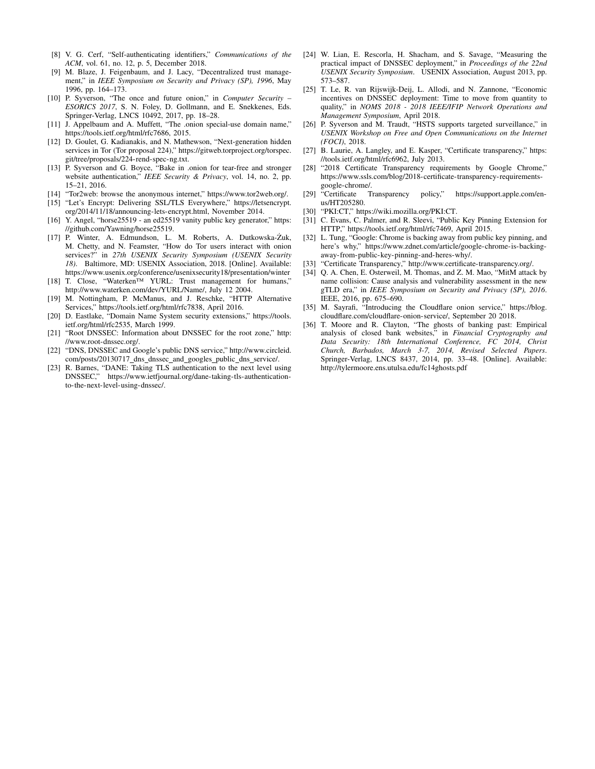[8] V. G. Cerf, "Self-authenticating identifiers," *Communications of the ACM*, vol. 61, no. 12, p. 5, December 2018.

[9] M. Blaze, J. Feigenbaum, and J. Lacy, "Decentralized trust management," in *IEEE Symposium on Security and Privacy (SP), 1996*, May 1996, pp. 164–173.

[10] P. Syverson, "The once and future onion," in *Computer Security – ESORICS 2017*, S. N. Foley, D. Gollmann, and E. Snekkenes, Eds. Springer-Verlag, LNCS 10492, 2017, pp. 18–28.

[11] J. Appelbaum and A. Muffett, "The .onion special-use domain name," https://tools.ietf.org/html/rfc7686, 2015.

[12] D. Goulet, G. Kadianakis, and N. Mathewson, "Next-generation hidden services in Tor (Tor proposal 224)," https://gitweb.torproject.org/torspec.git/tree/proposals/224-rend-spec-ng.txt.

[13] P. Syverson and G. Boyce, "Bake in .onion for tear-free and stronger website authentication," *IEEE Security & Privacy*, vol. 14, no. 2, pp. 15–21, 2016.

[14] "Tor2web: browse the anonymous internet," https://www.tor2web.org/.

[15] "Let's Encrypt: Delivering SSL/TLS Everywhere," https://letsencrypt.org/2014/11/18/announcing-lets-encrypt.html, November 2014.

[16] Y. Angel, "horse25519 - an ed25519 vanity public key generator," https://github.com/Yawning/horse25519.

[17] P. Winter, A. Edmundson, L. M. Roberts, A. Dutkowska-Żuk, M. Chetty, and N. Feamster, "How do Tor users interact with onion services?" in *27th USENIX Security Symposium (USENIX Security 18)*. Baltimore, MD: USENIX Association, 2018. [Online]. Available: https://www.usenix.org/conference/usenixsecurity18/presentation/winter

[18] T. Close, "Waterken™ YURL: Trust management for humans," http://www.waterken.com/dev/YURL/Name/, July 12 2004.

[19] M. Nottingham, P. McManus, and J. Reschke, "HTTP Alternative Services," https://tools.ietf.org/html/rfc7838, April 2016.

[20] D. Eastlake, "Domain Name System security extensions," https://tools.ietf.org/html/rfc2535, March 1999.

[21] "Root DNSSEC: Information about DNSSEC for the root zone," http://www.root-dnssec.org/.

[22] "DNS, DNSSEC and Google's public DNS service," http://www.circleid.com/posts/20130717_dns_dnssec_and_googles_public_dns_service/.

[23] R. Barnes, "DANE: Taking TLS authentication to the next level using DNSSEC," https://www.ietfjournal.org/dane-taking-tls-authentication-to-the-next-level-using-dnssec/.

[24] W. Lian, E. Rescorla, H. Shacham, and S. Savage, "Measuring the practical impact of DNSSEC deployment," in *Proceedings of the 22nd USENIX Security Symposium*. USENIX Association, August 2013, pp. 573–587.

[25] T. Le, R. van Rijswijk-Deij, L. Allodi, and N. Zannone, "Economic incentives on DNSSEC deployment: Time to move from quantity to quality," in *NOMS 2018 - 2018 IEEE/IFIP Network Operations and Management Symposium*, April 2018.

[26] P. Syverson and M. Traudt, "HSTS supports targeted surveillance," in *USENIX Workshop on Free and Open Communications on the Internet (FOCI)*, 2018.

[27] B. Laurie, A. Langley, and E. Kasper, "Certificate transparency," https://tools.ietf.org/html/rfc6962, July 2013.

[28] "2018 Certificate Transparency requirements by Google Chrome," https://www.ssls.com/blog/2018-certificate-transparency-requirements-google-chrome/.

[29] "Certificate Transparency policy," https://support.apple.com/en-us/HT205280.

[30] "PKI:CT," https://wiki.mozilla.org/PKI:CT.

[31] C. Evans, C. Palmer, and R. Sleevi, "Public Key Pinning Extension for HTTP," https://tools.ietf.org/html/rfc7469, April 2015.

[32] L. Tung, "Google: Chrome is backing away from public key pinning, and here's why," https://www.zdnet.com/article/google-chrome-is-backing-away-from-public-key-pinning-and-heres-why/.

[33] "Certificate Transparency," http://www.certificate-transparency.org/.

[34] Q. A. Chen, E. Osterweil, M. Thomas, and Z. M. Mao, "MitM attack by name collision: Cause analysis and vulnerability assessment in the new gTLD era," in *IEEE Symposium on Security and Privacy (SP), 2016*. IEEE, 2016, pp. 675–690.

[35] M. Sayrafi, "Introducing the Cloudflare onion service," https://blog.cloudflare.com/cloudflare-onion-service/, September 20 2018.

[36] T. Moore and R. Clayton, "The ghosts of banking past: Empirical analysis of closed bank websites," in *Financial Cryptography and Data Security: 18th International Conference, FC 2014, Christ Church, Barbados, March 3-7, 2014, Revised Selected Papers*. Springer-Verlag, LNCS 8437, 2014, pp. 33–48. [Online]. Available: http://tylermoore.ens.utulsa.edu/fc14ghosts.pdf